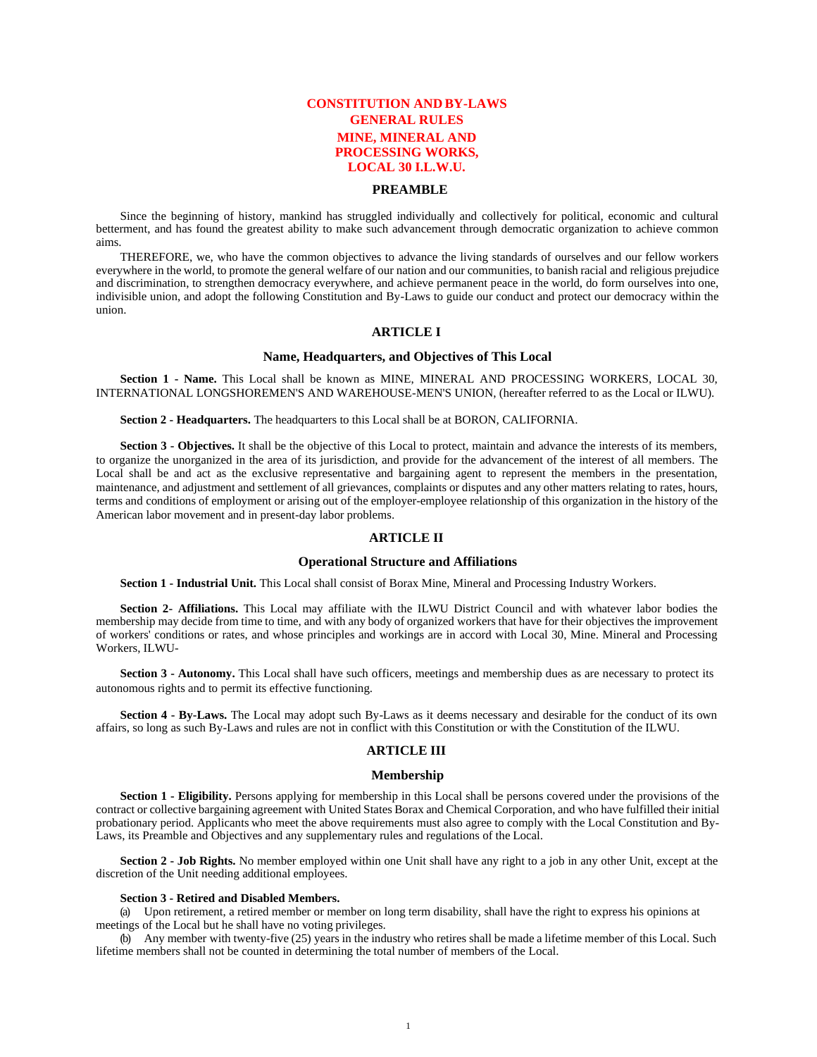# CONSTITUTION AND BY-LAWS
# GENERAL RULES
# MINE, MINERAL AND PROCESSING WORKS, LOCAL 30 I.L.W.U.

## PREAMBLE

Since the beginning of history, mankind has struggled individually and collectively for political, economic and cultural betterment, and has found the greatest ability to make such advancement through democratic organization to achieve common aims.

THEREFORE, we, who have the common objectives to advance the living standards of ourselves and our fellow workers everywhere in the world, to promote the general welfare of our nation and our communities, to banish racial and religious prejudice and discrimination, to strengthen democracy everywhere, and achieve permanent peace in the world, do form ourselves into one, indivisible union, and adopt the following Constitution and By-Laws to guide our conduct and protect our democracy within the union.

## ARTICLE I

### Name, Headquarters, and Objectives of This Local

**Section 1 - Name.** This Local shall be known as MINE, MINERAL AND PROCESSING WORKERS, LOCAL 30, INTERNATIONAL LONGSHOREMEN'S AND WAREHOUSE-MEN'S UNION, (hereafter referred to as the Local or ILWU).

**Section 2 - Headquarters.** The headquarters to this Local shall be at BORON, CALIFORNIA.

**Section 3 - Objectives.** It shall be the objective of this Local to protect, maintain and advance the interests of its members, to organize the unorganized in the area of its jurisdiction, and provide for the advancement of the interest of all members. The Local shall be and act as the exclusive representative and bargaining agent to represent the members in the presentation, maintenance, and adjustment and settlement of all grievances, complaints or disputes and any other matters relating to rates, hours, terms and conditions of employment or arising out of the employer-employee relationship of this organization in the history of the American labor movement and in present-day labor problems.

## ARTICLE II

### Operational Structure and Affiliations

**Section 1 - Industrial Unit.** This Local shall consist of Borax Mine, Mineral and Processing Industry Workers.

**Section 2- Affiliations.** This Local may affiliate with the ILWU District Council and with whatever labor bodies the membership may decide from time to time, and with any body of organized workers that have for their objectives the improvement of workers' conditions or rates, and whose principles and workings are in accord with Local 30, Mine. Mineral and Processing Workers, ILWU-

**Section 3 - Autonomy.** This Local shall have such officers, meetings and membership dues as are necessary to protect its autonomous rights and to permit its effective functioning.

**Section 4 - By-Laws.** The Local may adopt such By-Laws as it deems necessary and desirable for the conduct of its own affairs, so long as such By-Laws and rules are not in conflict with this Constitution or with the Constitution of the ILWU.

## ARTICLE III

### Membership

**Section 1 - Eligibility.** Persons applying for membership in this Local shall be persons covered under the provisions of the contract or collective bargaining agreement with United States Borax and Chemical Corporation, and who have fulfilled their initial probationary period. Applicants who meet the above requirements must also agree to comply with the Local Constitution and By-Laws, its Preamble and Objectives and any supplementary rules and regulations of the Local.

**Section 2 - Job Rights.** No member employed within one Unit shall have any right to a job in any other Unit, except at the discretion of the Unit needing additional employees.

**Section 3 - Retired and Disabled Members.**

(a) Upon retirement, a retired member or member on long term disability, shall have the right to express his opinions at meetings of the Local but he shall have no voting privileges.

(b) Any member with twenty-five (25) years in the industry who retires shall be made a lifetime member of this Local. Such lifetime members shall not be counted in determining the total number of members of the Local.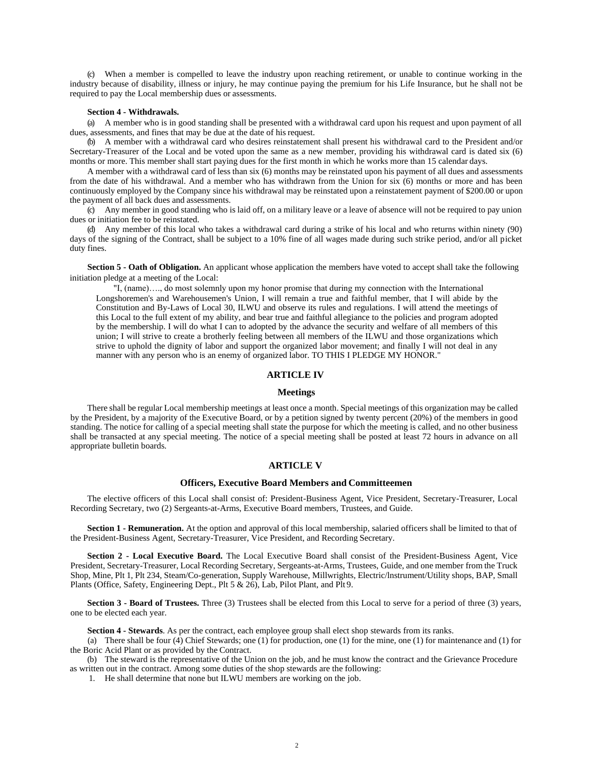(c) When a member is compelled to leave the industry upon reaching retirement, or unable to continue working in the industry because of disability, illness or injury, he may continue paying the premium for his Life Insurance, but he shall not be required to pay the Local membership dues or assessments.

**Section 4 - Withdrawals.**

(a) A member who is in good standing shall be presented with a withdrawal card upon his request and upon payment of all dues, assessments, and fines that may be due at the date of his request.

(b) A member with a withdrawal card who desires reinstatement shall present his withdrawal card to the President and/or Secretary-Treasurer of the Local and be voted upon the same as a new member, providing his withdrawal card is dated six (6) months or more. This member shall start paying dues for the first month in which he works more than 15 calendar days.

A member with a withdrawal card of less than six (6) months may be reinstated upon his payment of all dues and assessments from the date of his withdrawal. And a member who has withdrawn from the Union for six (6) months or more and has been continuously employed by the Company since his withdrawal may be reinstated upon a reinstatement payment of $200.00 or upon the payment of all back dues and assessments.

(c) Any member in good standing who is laid off, on a military leave or a leave of absence will not be required to pay union dues or initiation fee to be reinstated.

(d) Any member of this local who takes a withdrawal card during a strike of his local and who returns within ninety (90) days of the signing of the Contract, shall be subject to a 10% fine of all wages made during such strike period, and/or all picket duty fines.

**Section 5 - Oath of Obligation.** An applicant whose application the members have voted to accept shall take the following initiation pledge at a meeting of the Local:

> "I, (name)…., do most solemnly upon my honor promise that during my connection with the International Longshoremen's and Warehousemen's Union, I will remain a true and faithful member, that I will abide by the Constitution and By-Laws of Local 30, ILWU and observe its rules and regulations. I will attend the meetings of this Local to the full extent of my ability, and bear true and faithful allegiance to the policies and program adopted by the membership. I will do what I can to adopted by the advance the security and welfare of all members of this union; I will strive to create a brotherly feeling between all members of the ILWU and those organizations which strive to uphold the dignity of labor and support the organized labor movement; and finally I will not deal in any manner with any person who is an enemy of organized labor. TO THIS I PLEDGE MY HONOR."

## ARTICLE IV

### Meetings

There shall be regular Local membership meetings at least once a month. Special meetings of this organization may be called by the President, by a majority of the Executive Board, or by a petition signed by twenty percent (20%) of the members in good standing. The notice for calling of a special meeting shall state the purpose for which the meeting is called, and no other business shall be transacted at any special meeting. The notice of a special meeting shall be posted at least 72 hours in advance on all appropriate bulletin boards.

## ARTICLE V

### Officers, Executive Board Members and Committeemen

The elective officers of this Local shall consist of: President-Business Agent, Vice President, Secretary-Treasurer, Local Recording Secretary, two (2) Sergeants-at-Arms, Executive Board members, Trustees, and Guide.

**Section 1 - Remuneration.** At the option and approval of this local membership, salaried officers shall be limited to that of the President-Business Agent, Secretary-Treasurer, Vice President, and Recording Secretary.

**Section 2 - Local Executive Board.** The Local Executive Board shall consist of the President-Business Agent, Vice President, Secretary-Treasurer, Local Recording Secretary, Sergeants-at-Arms, Trustees, Guide, and one member from the Truck Shop, Mine, Plt 1, Plt 234, Steam/Co-generation, Supply Warehouse, Millwrights, Electric/lnstrument/Utility shops, BAP, Small Plants (Office, Safety, Engineering Dept., Plt 5 & 26), Lab, Pilot Plant, and Plt 9.

**Section 3 - Board of Trustees.** Three (3) Trustees shall be elected from this Local to serve for a period of three (3) years, one to be elected each year.

**Section 4 - Stewards**. As per the contract, each employee group shall elect shop stewards from its ranks.

(a) There shall be four (4) Chief Stewards; one (1) for production, one (1) for the mine, one (1) for maintenance and (1) for the Boric Acid Plant or as provided by the Contract.

(b) The steward is the representative of the Union on the job, and he must know the contract and the Grievance Procedure as written out in the contract. Among some duties of the shop stewards are the following:

1. He shall determine that none but ILWU members are working on the job.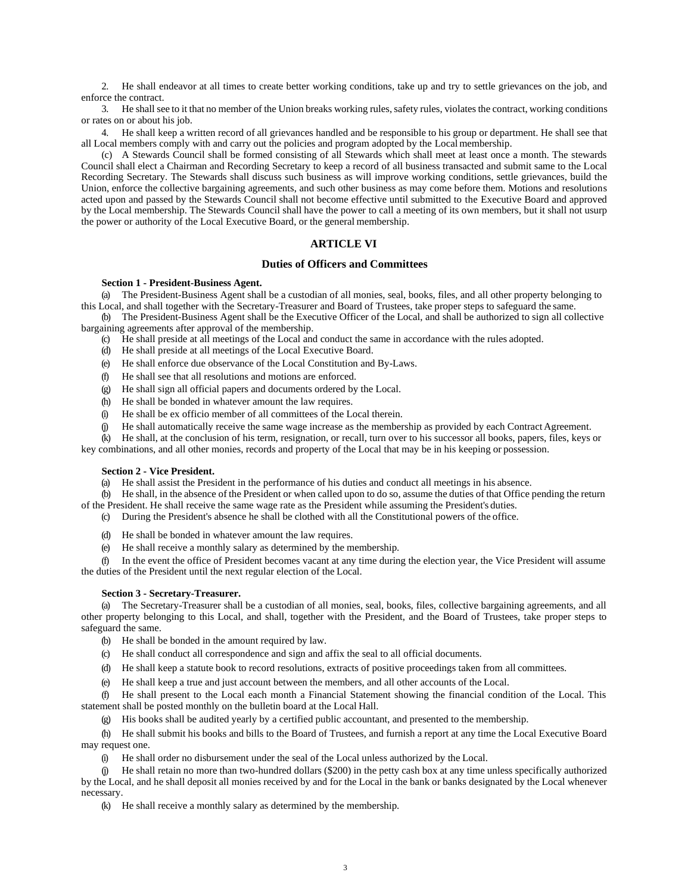2. He shall endeavor at all times to create better working conditions, take up and try to settle grievances on the job, and enforce the contract.

3. He shall see to it that no member of the Union breaks working rules, safety rules, violates the contract, working conditions or rates on or about his job.

4. He shall keep a written record of all grievances handled and be responsible to his group or department. He shall see that all Local members comply with and carry out the policies and program adopted by the Local membership.

(c) A Stewards Council shall be formed consisting of all Stewards which shall meet at least once a month. The stewards Council shall elect a Chairman and Recording Secretary to keep a record of all business transacted and submit same to the Local Recording Secretary. The Stewards shall discuss such business as will improve working conditions, settle grievances, build the Union, enforce the collective bargaining agreements, and such other business as may come before them. Motions and resolutions acted upon and passed by the Stewards Council shall not become effective until submitted to the Executive Board and approved by the Local membership. The Stewards Council shall have the power to call a meeting of its own members, but it shall not usurp the power or authority of the Local Executive Board, or the general membership.

## ARTICLE VI

### Duties of Officers and Committees

**Section 1 - President-Business Agent.**

(a) The President-Business Agent shall be a custodian of all monies, seal, books, files, and all other property belonging to this Local, and shall together with the Secretary-Treasurer and Board of Trustees, take proper steps to safeguard the same.

(b) The President-Business Agent shall be the Executive Officer of the Local, and shall be authorized to sign all collective bargaining agreements after approval of the membership.

(c) He shall preside at all meetings of the Local and conduct the same in accordance with the rules adopted.

(d) He shall preside at all meetings of the Local Executive Board.

(e) He shall enforce due observance of the Local Constitution and By-Laws.

(f) He shall see that all resolutions and motions are enforced.

(g) He shall sign all official papers and documents ordered by the Local.

(h) He shall be bonded in whatever amount the law requires.

(i) He shall be ex officio member of all committees of the Local therein.

(j) He shall automatically receive the same wage increase as the membership as provided by each Contract Agreement.

(k) He shall, at the conclusion of his term, resignation, or recall, turn over to his successor all books, papers, files, keys or key combinations, and all other monies, records and property of the Local that may be in his keeping or possession.

**Section 2 - Vice President.**

(a) He shall assist the President in the performance of his duties and conduct all meetings in his absence.

(b) He shall, in the absence of the President or when called upon to do so, assume the duties of that Office pending the return of the President. He shall receive the same wage rate as the President while assuming the President's duties.

(c) During the President's absence he shall be clothed with all the Constitutional powers of the office.

(d) He shall be bonded in whatever amount the law requires.

(e) He shall receive a monthly salary as determined by the membership.

(f) In the event the office of President becomes vacant at any time during the election year, the Vice President will assume the duties of the President until the next regular election of the Local.

**Section 3 - Secretary-Treasurer.**

(a) The Secretary-Treasurer shall be a custodian of all monies, seal, books, files, collective bargaining agreements, and all other property belonging to this Local, and shall, together with the President, and the Board of Trustees, take proper steps to safeguard the same.

(b) He shall be bonded in the amount required by law.

(c) He shall conduct all correspondence and sign and affix the seal to all official documents.

(d) He shall keep a statute book to record resolutions, extracts of positive proceedings taken from all committees.

(e) He shall keep a true and just account between the members, and all other accounts of the Local.

(f) He shall present to the Local each month a Financial Statement showing the financial condition of the Local. This statement shall be posted monthly on the bulletin board at the Local Hall.

(g) His books shall be audited yearly by a certified public accountant, and presented to the membership.

(h) He shall submit his books and bills to the Board of Trustees, and furnish a report at any time the Local Executive Board may request one.

(i) He shall order no disbursement under the seal of the Local unless authorized by the Local.

(j) He shall retain no more than two-hundred dollars ($200) in the petty cash box at any time unless specifically authorized by the Local, and he shall deposit all monies received by and for the Local in the bank or banks designated by the Local whenever necessary.

(k) He shall receive a monthly salary as determined by the membership.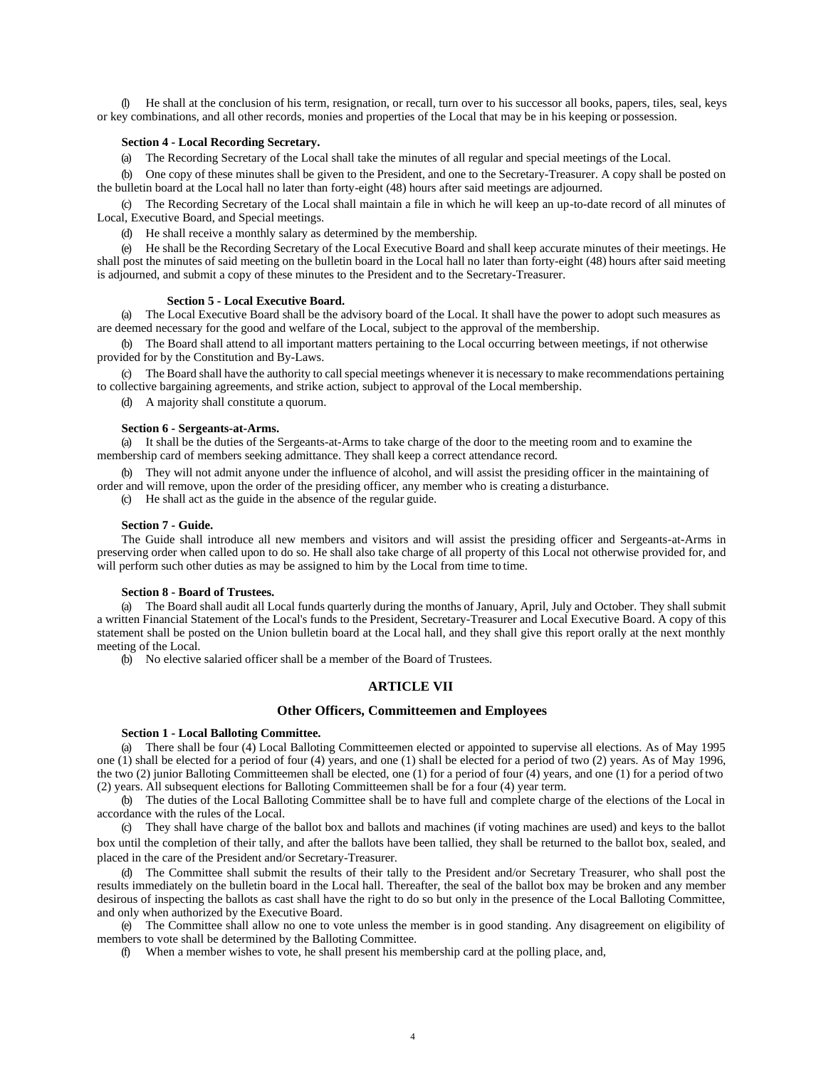(l) He shall at the conclusion of his term, resignation, or recall, turn over to his successor all books, papers, tiles, seal, keys or key combinations, and all other records, monies and properties of the Local that may be in his keeping or possession.

**Section 4 - Local Recording Secretary.**

(a) The Recording Secretary of the Local shall take the minutes of all regular and special meetings of the Local.

(b) One copy of these minutes shall be given to the President, and one to the Secretary-Treasurer. A copy shall be posted on the bulletin board at the Local hall no later than forty-eight (48) hours after said meetings are adjourned.

(c) The Recording Secretary of the Local shall maintain a file in which he will keep an up-to-date record of all minutes of Local, Executive Board, and Special meetings.

(d) He shall receive a monthly salary as determined by the membership.

(e) He shall be the Recording Secretary of the Local Executive Board and shall keep accurate minutes of their meetings. He shall post the minutes of said meeting on the bulletin board in the Local hall no later than forty-eight (48) hours after said meeting is adjourned, and submit a copy of these minutes to the President and to the Secretary-Treasurer.

**Section 5 - Local Executive Board.**

(a) The Local Executive Board shall be the advisory board of the Local. It shall have the power to adopt such measures as are deemed necessary for the good and welfare of the Local, subject to the approval of the membership.

(b) The Board shall attend to all important matters pertaining to the Local occurring between meetings, if not otherwise provided for by the Constitution and By-Laws.

(c) The Board shall have the authority to call special meetings whenever it is necessary to make recommendations pertaining to collective bargaining agreements, and strike action, subject to approval of the Local membership.

(d) A majority shall constitute a quorum.

**Section 6 - Sergeants-at-Arms.**

(a) It shall be the duties of the Sergeants-at-Arms to take charge of the door to the meeting room and to examine the membership card of members seeking admittance. They shall keep a correct attendance record.

(b) They will not admit anyone under the influence of alcohol, and will assist the presiding officer in the maintaining of order and will remove, upon the order of the presiding officer, any member who is creating a disturbance.

(c) He shall act as the guide in the absence of the regular guide.

**Section 7 - Guide.**

The Guide shall introduce all new members and visitors and will assist the presiding officer and Sergeants-at-Arms in preserving order when called upon to do so. He shall also take charge of all property of this Local not otherwise provided for, and will perform such other duties as may be assigned to him by the Local from time to time.

**Section 8 - Board of Trustees.**

(a) The Board shall audit all Local funds quarterly during the months of January, April, July and October. They shall submit a written Financial Statement of the Local's funds to the President, Secretary-Treasurer and Local Executive Board. A copy of this statement shall be posted on the Union bulletin board at the Local hall, and they shall give this report orally at the next monthly meeting of the Local.

(b) No elective salaried officer shall be a member of the Board of Trustees.

## ARTICLE VII

### Other Officers, Committeemen and Employees

**Section 1 - Local Balloting Committee.**

(a) There shall be four (4) Local Balloting Committeemen elected or appointed to supervise all elections. As of May 1995 one (1) shall be elected for a period of four (4) years, and one (1) shall be elected for a period of two (2) years. As of May 1996, the two (2) junior Balloting Committeemen shall be elected, one (1) for a period of four (4) years, and one (1) for a period of two (2) years. All subsequent elections for Balloting Committeemen shall be for a four (4) year term.

(b) The duties of the Local Balloting Committee shall be to have full and complete charge of the elections of the Local in accordance with the rules of the Local.

(c) They shall have charge of the ballot box and ballots and machines (if voting machines are used) and keys to the ballot box until the completion of their tally, and after the ballots have been tallied, they shall be returned to the ballot box, sealed, and placed in the care of the President and/or Secretary-Treasurer.

(d) The Committee shall submit the results of their tally to the President and/or Secretary Treasurer, who shall post the results immediately on the bulletin board in the Local hall. Thereafter, the seal of the ballot box may be broken and any member desirous of inspecting the ballots as cast shall have the right to do so but only in the presence of the Local Balloting Committee, and only when authorized by the Executive Board.

(e) The Committee shall allow no one to vote unless the member is in good standing. Any disagreement on eligibility of members to vote shall be determined by the Balloting Committee.

(f) When a member wishes to vote, he shall present his membership card at the polling place, and,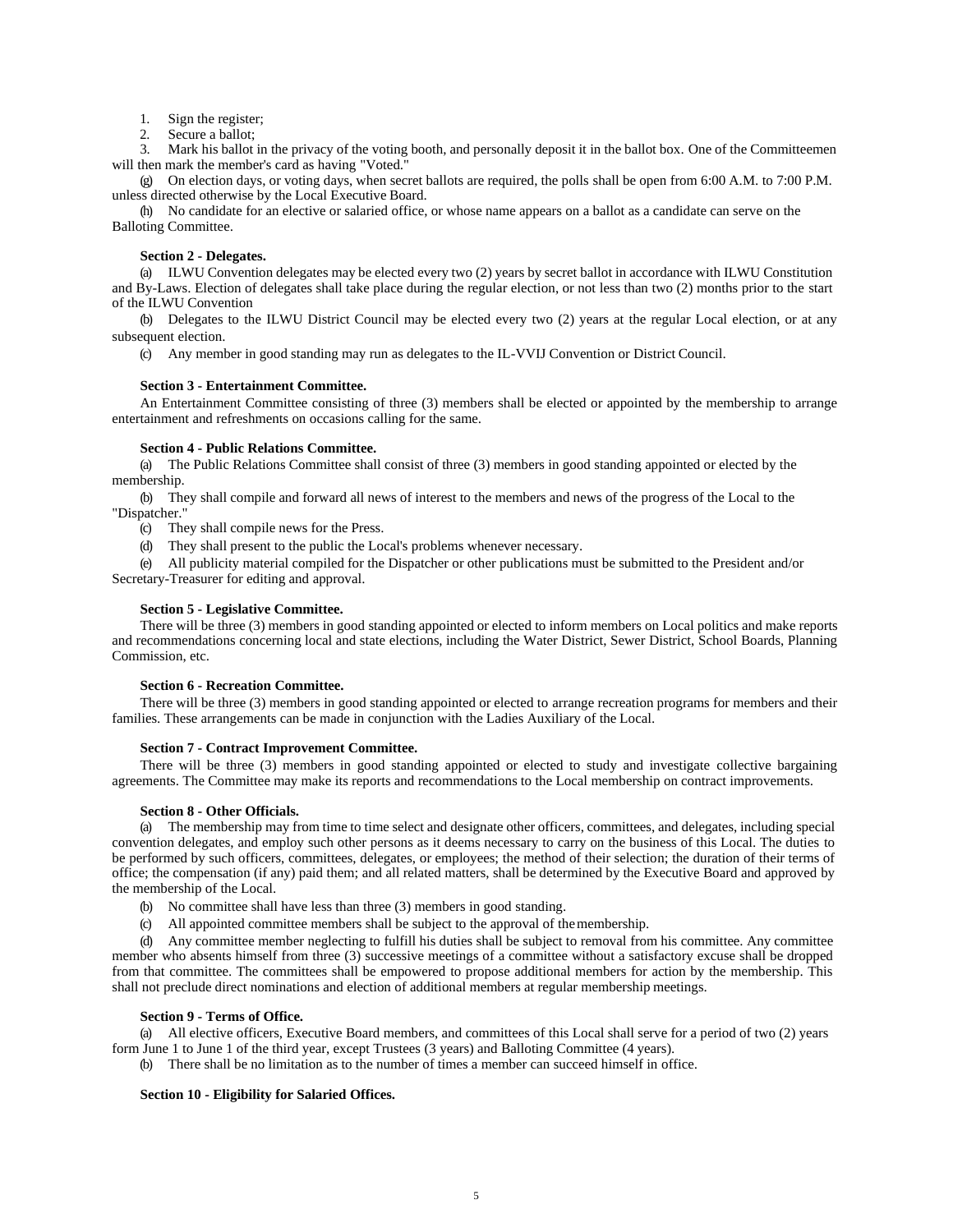1. Sign the register;
2. Secure a ballot;
3. Mark his ballot in the privacy of the voting booth, and personally deposit it in the ballot box. One of the Committeemen will then mark the member's card as having "Voted."

(g) On election days, or voting days, when secret ballots are required, the polls shall be open from 6:00 A.M. to 7:00 P.M. unless directed otherwise by the Local Executive Board.

(h) No candidate for an elective or salaried office, or whose name appears on a ballot as a candidate can serve on the Balloting Committee.

**Section 2 - Delegates.**

(a) ILWU Convention delegates may be elected every two (2) years by secret ballot in accordance with ILWU Constitution and By-Laws. Election of delegates shall take place during the regular election, or not less than two (2) months prior to the start of the ILWU Convention

(b) Delegates to the ILWU District Council may be elected every two (2) years at the regular Local election, or at any subsequent election.

(c) Any member in good standing may run as delegates to the IL-VVIJ Convention or District Council.

**Section 3 - Entertainment Committee.**

An Entertainment Committee consisting of three (3) members shall be elected or appointed by the membership to arrange entertainment and refreshments on occasions calling for the same.

**Section 4 - Public Relations Committee.**

(a) The Public Relations Committee shall consist of three (3) members in good standing appointed or elected by the membership.

(b) They shall compile and forward all news of interest to the members and news of the progress of the Local to the "Dispatcher."

(c) They shall compile news for the Press.

(d) They shall present to the public the Local's problems whenever necessary.

(e) All publicity material compiled for the Dispatcher or other publications must be submitted to the President and/or Secretary-Treasurer for editing and approval.

**Section 5 - Legislative Committee.**

There will be three (3) members in good standing appointed or elected to inform members on Local politics and make reports and recommendations concerning local and state elections, including the Water District, Sewer District, School Boards, Planning Commission, etc.

**Section 6 - Recreation Committee.**

There will be three (3) members in good standing appointed or elected to arrange recreation programs for members and their families. These arrangements can be made in conjunction with the Ladies Auxiliary of the Local.

**Section 7 - Contract Improvement Committee.**

There will be three (3) members in good standing appointed or elected to study and investigate collective bargaining agreements. The Committee may make its reports and recommendations to the Local membership on contract improvements.

**Section 8 - Other Officials.**

(a) The membership may from time to time select and designate other officers, committees, and delegates, including special convention delegates, and employ such other persons as it deems necessary to carry on the business of this Local. The duties to be performed by such officers, committees, delegates, or employees; the method of their selection; the duration of their terms of office; the compensation (if any) paid them; and all related matters, shall be determined by the Executive Board and approved by the membership of the Local.

(b) No committee shall have less than three (3) members in good standing.

(c) All appointed committee members shall be subject to the approval of the membership.

(d) Any committee member neglecting to fulfill his duties shall be subject to removal from his committee. Any committee member who absents himself from three (3) successive meetings of a committee without a satisfactory excuse shall be dropped from that committee. The committees shall be empowered to propose additional members for action by the membership. This shall not preclude direct nominations and election of additional members at regular membership meetings.

**Section 9 - Terms of Office.**

(a) All elective officers, Executive Board members, and committees of this Local shall serve for a period of two (2) years form June 1 to June 1 of the third year, except Trustees (3 years) and Balloting Committee (4 years).

(b) There shall be no limitation as to the number of times a member can succeed himself in office.

**Section 10 - Eligibility for Salaried Offices.**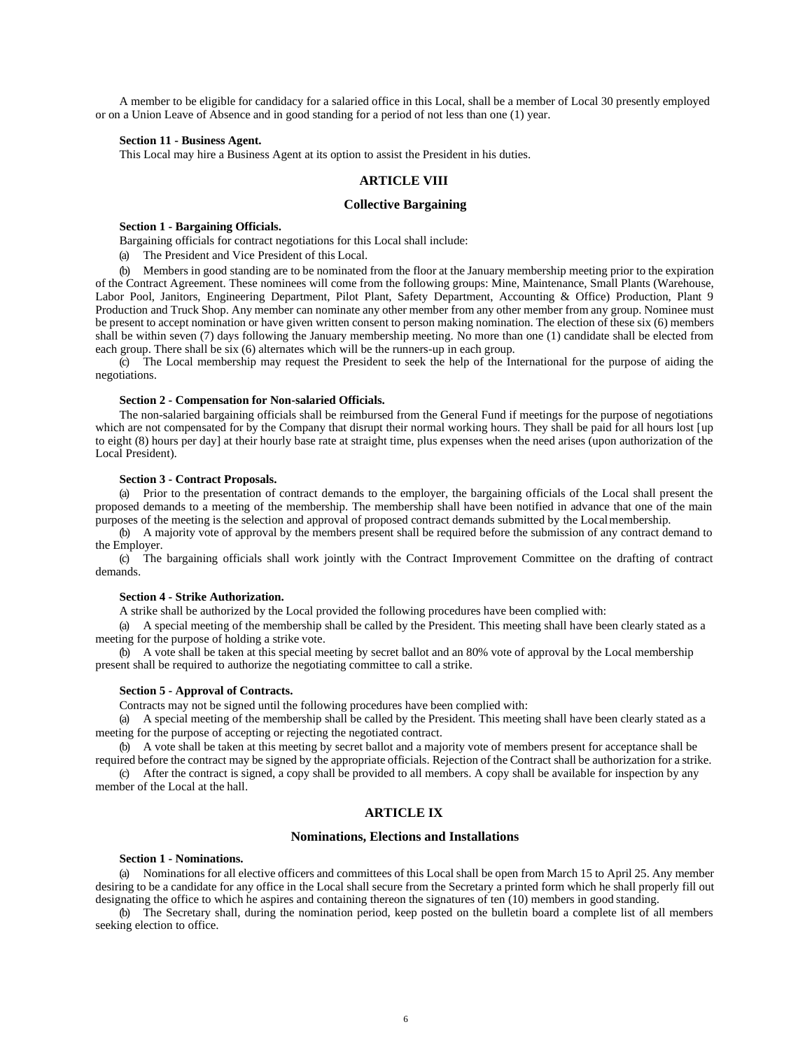A member to be eligible for candidacy for a salaried office in this Local, shall be a member of Local 30 presently employed or on a Union Leave of Absence and in good standing for a period of not less than one (1) year.

**Section 11 - Business Agent.**

This Local may hire a Business Agent at its option to assist the President in his duties.

## ARTICLE VIII

### Collective Bargaining

**Section 1 - Bargaining Officials.**

Bargaining officials for contract negotiations for this Local shall include:

(a) The President and Vice President of this Local.

(b) Members in good standing are to be nominated from the floor at the January membership meeting prior to the expiration of the Contract Agreement. These nominees will come from the following groups: Mine, Maintenance, Small Plants (Warehouse, Labor Pool, Janitors, Engineering Department, Pilot Plant, Safety Department, Accounting & Office) Production, Plant 9 Production and Truck Shop. Any member can nominate any other member from any other member from any group. Nominee must be present to accept nomination or have given written consent to person making nomination. The election of these six (6) members shall be within seven (7) days following the January membership meeting. No more than one (1) candidate shall be elected from each group. There shall be six (6) alternates which will be the runners-up in each group.

(c) The Local membership may request the President to seek the help of the International for the purpose of aiding the negotiations.

**Section 2 - Compensation for Non-salaried Officials.**

The non-salaried bargaining officials shall be reimbursed from the General Fund if meetings for the purpose of negotiations which are not compensated for by the Company that disrupt their normal working hours. They shall be paid for all hours lost [up to eight (8) hours per day] at their hourly base rate at straight time, plus expenses when the need arises (upon authorization of the Local President).

**Section 3 - Contract Proposals.**

(a) Prior to the presentation of contract demands to the employer, the bargaining officials of the Local shall present the proposed demands to a meeting of the membership. The membership shall have been notified in advance that one of the main purposes of the meeting is the selection and approval of proposed contract demands submitted by the Local membership.

(b) A majority vote of approval by the members present shall be required before the submission of any contract demand to the Employer.

(c) The bargaining officials shall work jointly with the Contract Improvement Committee on the drafting of contract demands.

**Section 4 - Strike Authorization.**

A strike shall be authorized by the Local provided the following procedures have been complied with:

(a) A special meeting of the membership shall be called by the President. This meeting shall have been clearly stated as a meeting for the purpose of holding a strike vote.

(b) A vote shall be taken at this special meeting by secret ballot and an 80% vote of approval by the Local membership present shall be required to authorize the negotiating committee to call a strike.

**Section 5 - Approval of Contracts.**

Contracts may not be signed until the following procedures have been complied with:

(a) A special meeting of the membership shall be called by the President. This meeting shall have been clearly stated as a meeting for the purpose of accepting or rejecting the negotiated contract.

(b) A vote shall be taken at this meeting by secret ballot and a majority vote of members present for acceptance shall be required before the contract may be signed by the appropriate officials. Rejection of the Contract shall be authorization for a strike.

(c) After the contract is signed, a copy shall be provided to all members. A copy shall be available for inspection by any member of the Local at the hall.

## ARTICLE IX

### Nominations, Elections and Installations

**Section 1 - Nominations.**

(a) Nominations for all elective officers and committees of this Local shall be open from March 15 to April 25. Any member desiring to be a candidate for any office in the Local shall secure from the Secretary a printed form which he shall properly fill out designating the office to which he aspires and containing thereon the signatures of ten (10) members in good standing.

(b) The Secretary shall, during the nomination period, keep posted on the bulletin board a complete list of all members seeking election to office.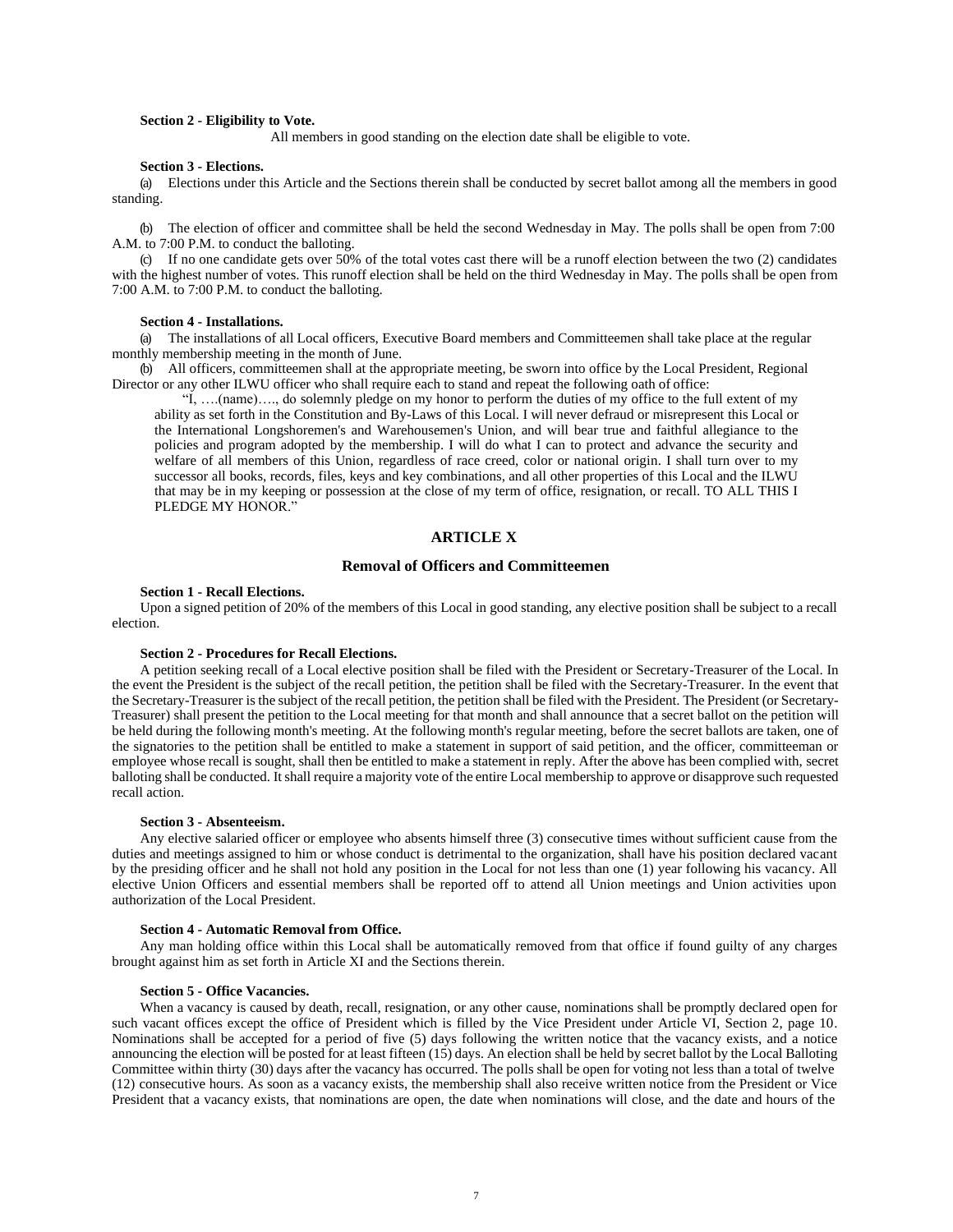**Section 2 - Eligibility to Vote.**

All members in good standing on the election date shall be eligible to vote.

**Section 3 - Elections.**

(a) Elections under this Article and the Sections therein shall be conducted by secret ballot among all the members in good standing.

(b) The election of officer and committee shall be held the second Wednesday in May. The polls shall be open from 7:00 A.M. to 7:00 P.M. to conduct the balloting.

(c) If no one candidate gets over 50% of the total votes cast there will be a runoff election between the two (2) candidates with the highest number of votes. This runoff election shall be held on the third Wednesday in May. The polls shall be open from 7:00 A.M. to 7:00 P.M. to conduct the balloting.

**Section 4 - Installations.**

(a) The installations of all Local officers, Executive Board members and Committeemen shall take place at the regular monthly membership meeting in the month of June.

(b) All officers, committeemen shall at the appropriate meeting, be sworn into office by the Local President, Regional Director or any other ILWU officer who shall require each to stand and repeat the following oath of office:

> "I, ….(name)…., do solemnly pledge on my honor to perform the duties of my office to the full extent of my ability as set forth in the Constitution and By-Laws of this Local. I will never defraud or misrepresent this Local or the International Longshoremen's and Warehousemen's Union, and will bear true and faithful allegiance to the policies and program adopted by the membership. I will do what I can to protect and advance the security and welfare of all members of this Union, regardless of race creed, color or national origin. I shall turn over to my successor all books, records, files, keys and key combinations, and all other properties of this Local and the ILWU that may be in my keeping or possession at the close of my term of office, resignation, or recall. TO ALL THIS I PLEDGE MY HONOR."

## ARTICLE X

### Removal of Officers and Committeemen

**Section 1 - Recall Elections.**

Upon a signed petition of 20% of the members of this Local in good standing, any elective position shall be subject to a recall election.

**Section 2 - Procedures for Recall Elections.**

A petition seeking recall of a Local elective position shall be filed with the President or Secretary-Treasurer of the Local. In the event the President is the subject of the recall petition, the petition shall be filed with the Secretary-Treasurer. In the event that the Secretary-Treasurer is the subject of the recall petition, the petition shall be filed with the President. The President (or Secretary-Treasurer) shall present the petition to the Local meeting for that month and shall announce that a secret ballot on the petition will be held during the following month's meeting. At the following month's regular meeting, before the secret ballots are taken, one of the signatories to the petition shall be entitled to make a statement in support of said petition, and the officer, committeeman or employee whose recall is sought, shall then be entitled to make a statement in reply. After the above has been complied with, secret balloting shall be conducted. It shall require a majority vote of the entire Local membership to approve or disapprove such requested recall action.

**Section 3 - Absenteeism.**

Any elective salaried officer or employee who absents himself three (3) consecutive times without sufficient cause from the duties and meetings assigned to him or whose conduct is detrimental to the organization, shall have his position declared vacant by the presiding officer and he shall not hold any position in the Local for not less than one (1) year following his vacancy. All elective Union Officers and essential members shall be reported off to attend all Union meetings and Union activities upon authorization of the Local President.

**Section 4 - Automatic Removal from Office.**

Any man holding office within this Local shall be automatically removed from that office if found guilty of any charges brought against him as set forth in Article XI and the Sections therein.

**Section 5 - Office Vacancies.**

When a vacancy is caused by death, recall, resignation, or any other cause, nominations shall be promptly declared open for such vacant offices except the office of President which is filled by the Vice President under Article VI, Section 2, page 10. Nominations shall be accepted for a period of five (5) days following the written notice that the vacancy exists, and a notice announcing the election will be posted for at least fifteen (15) days. An election shall be held by secret ballot by the Local Balloting Committee within thirty (30) days after the vacancy has occurred. The polls shall be open for voting not less than a total of twelve (12) consecutive hours. As soon as a vacancy exists, the membership shall also receive written notice from the President or Vice President that a vacancy exists, that nominations are open, the date when nominations will close, and the date and hours of the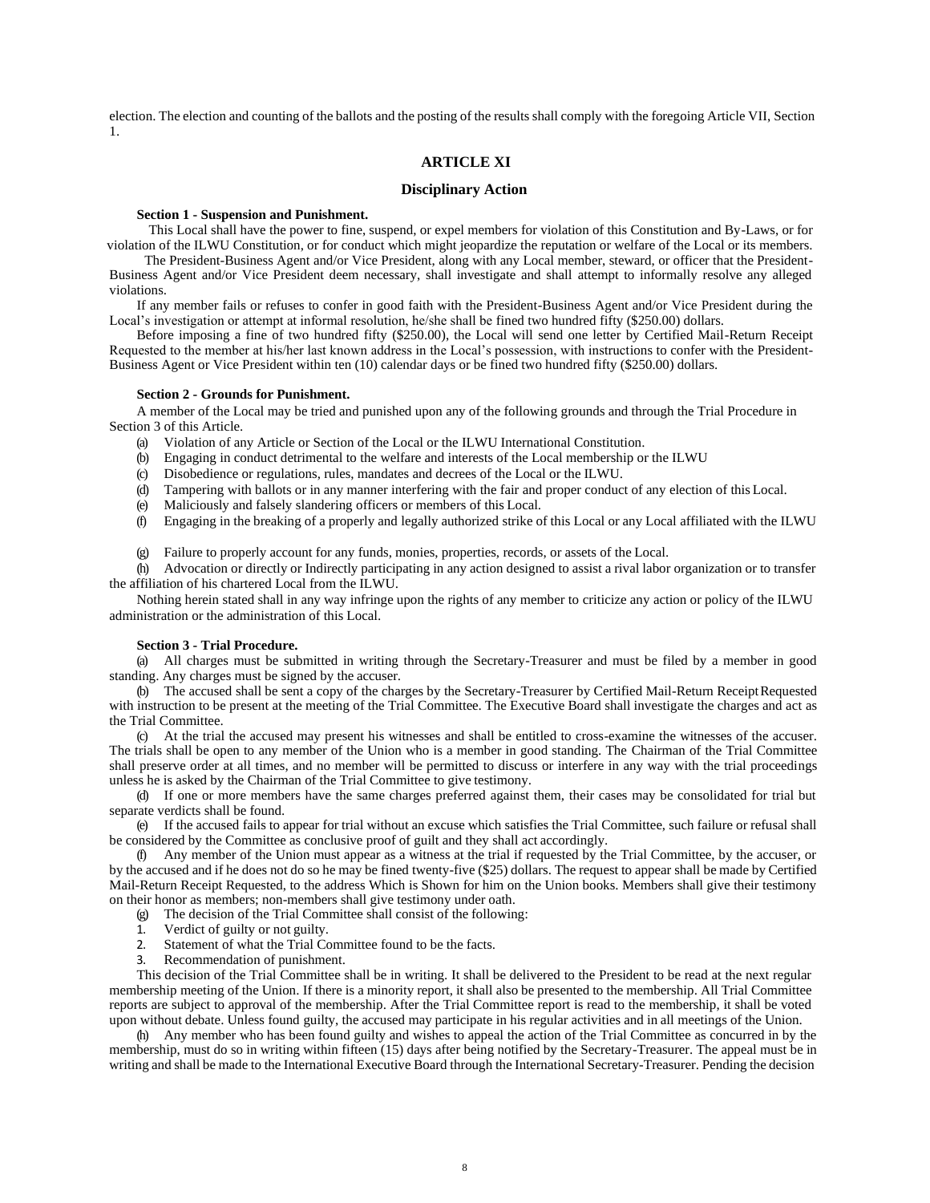election. The election and counting of the ballots and the posting of the results shall comply with the foregoing Article VII, Section 1.

## ARTICLE XI

## Disciplinary Action

**Section 1 - Suspension and Punishment.**

This Local shall have the power to fine, suspend, or expel members for violation of this Constitution and By-Laws, or for violation of the ILWU Constitution, or for conduct which might jeopardize the reputation or welfare of the Local or its members.

The President-Business Agent and/or Vice President, along with any Local member, steward, or officer that the President-Business Agent and/or Vice President deem necessary, shall investigate and shall attempt to informally resolve any alleged violations.

If any member fails or refuses to confer in good faith with the President-Business Agent and/or Vice President during the Local's investigation or attempt at informal resolution, he/she shall be fined two hundred fifty ($250.00) dollars.

Before imposing a fine of two hundred fifty ($250.00), the Local will send one letter by Certified Mail-Return Receipt Requested to the member at his/her last known address in the Local's possession, with instructions to confer with the President-Business Agent or Vice President within ten (10) calendar days or be fined two hundred fifty ($250.00) dollars.

**Section 2 - Grounds for Punishment.**

A member of the Local may be tried and punished upon any of the following grounds and through the Trial Procedure in Section 3 of this Article.

(a) Violation of any Article or Section of the Local or the ILWU International Constitution.
(b) Engaging in conduct detrimental to the welfare and interests of the Local membership or the ILWU
(c) Disobedience or regulations, rules, mandates and decrees of the Local or the ILWU.
(d) Tampering with ballots or in any manner interfering with the fair and proper conduct of any election of this Local.
(e) Maliciously and falsely slandering officers or members of this Local.
(f) Engaging in the breaking of a properly and legally authorized strike of this Local or any Local affiliated with the ILWU
(g) Failure to properly account for any funds, monies, properties, records, or assets of the Local.
(h) Advocation or directly or Indirectly participating in any action designed to assist a rival labor organization or to transfer the affiliation of his chartered Local from the ILWU.

Nothing herein stated shall in any way infringe upon the rights of any member to criticize any action or policy of the ILWU administration or the administration of this Local.

**Section 3 - Trial Procedure.**

(a) All charges must be submitted in writing through the Secretary-Treasurer and must be filed by a member in good standing. Any charges must be signed by the accuser.

(b) The accused shall be sent a copy of the charges by the Secretary-Treasurer by Certified Mail-Return Receipt Requested with instruction to be present at the meeting of the Trial Committee. The Executive Board shall investigate the charges and act as the Trial Committee.

(c) At the trial the accused may present his witnesses and shall be entitled to cross-examine the witnesses of the accuser. The trials shall be open to any member of the Union who is a member in good standing. The Chairman of the Trial Committee shall preserve order at all times, and no member will be permitted to discuss or interfere in any way with the trial proceedings unless he is asked by the Chairman of the Trial Committee to give testimony.

(d) If one or more members have the same charges preferred against them, their cases may be consolidated for trial but separate verdicts shall be found.

(e) If the accused fails to appear for trial without an excuse which satisfies the Trial Committee, such failure or refusal shall be considered by the Committee as conclusive proof of guilt and they shall act accordingly.

(f) Any member of the Union must appear as a witness at the trial if requested by the Trial Committee, by the accuser, or by the accused and if he does not do so he may be fined twenty-five ($25) dollars. The request to appear shall be made by Certified Mail-Return Receipt Requested, to the address Which is Shown for him on the Union books. Members shall give their testimony on their honor as members; non-members shall give testimony under oath.

(g) The decision of the Trial Committee shall consist of the following:

1. Verdict of guilty or not guilty.
2. Statement of what the Trial Committee found to be the facts.
3. Recommendation of punishment.

This decision of the Trial Committee shall be in writing. It shall be delivered to the President to be read at the next regular membership meeting of the Union. If there is a minority report, it shall also be presented to the membership. All Trial Committee reports are subject to approval of the membership. After the Trial Committee report is read to the membership, it shall be voted upon without debate. Unless found guilty, the accused may participate in his regular activities and in all meetings of the Union.

(h) Any member who has been found guilty and wishes to appeal the action of the Trial Committee as concurred in by the membership, must do so in writing within fifteen (15) days after being notified by the Secretary-Treasurer. The appeal must be in writing and shall be made to the International Executive Board through the International Secretary-Treasurer. Pending the decision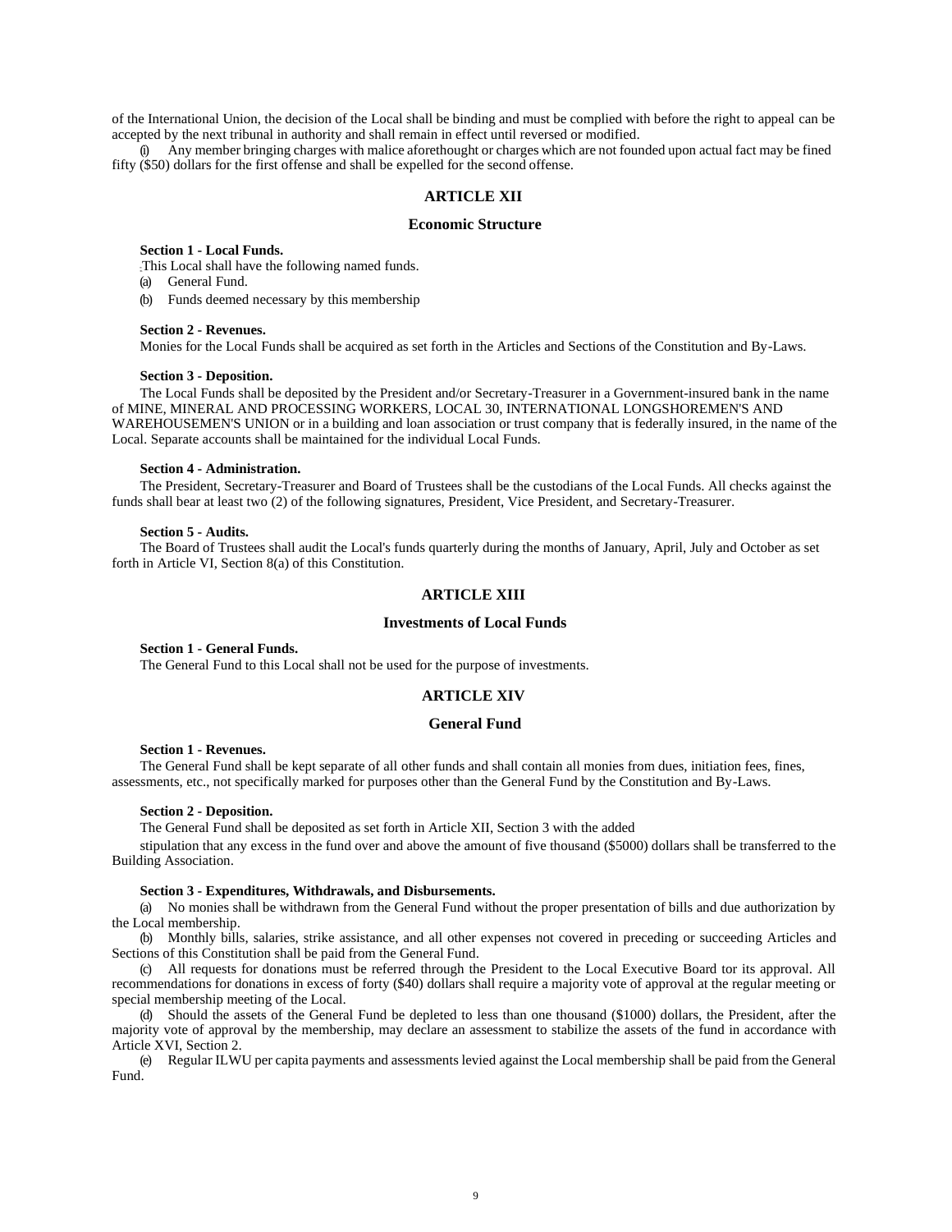of the International Union, the decision of the Local shall be binding and must be complied with before the right to appeal can be accepted by the next tribunal in authority and shall remain in effect until reversed or modified.

(i) Any member bringing charges with malice aforethought or charges which are not founded upon actual fact may be fined fifty ($50) dollars for the first offense and shall be expelled for the second offense.

## ARTICLE XII

### Economic Structure

**Section 1 - Local Funds.**

This Local shall have the following named funds.

(a) General Fund.

(b) Funds deemed necessary by this membership

**Section 2 - Revenues.**

Monies for the Local Funds shall be acquired as set forth in the Articles and Sections of the Constitution and By-Laws.

**Section 3 - Deposition.**

The Local Funds shall be deposited by the President and/or Secretary-Treasurer in a Government-insured bank in the name of MINE, MINERAL AND PROCESSING WORKERS, LOCAL 30, INTERNATIONAL LONGSHOREMEN'S AND WAREHOUSEMEN'S UNION or in a building and loan association or trust company that is federally insured, in the name of the Local. Separate accounts shall be maintained for the individual Local Funds.

**Section 4 - Administration.**

The President, Secretary-Treasurer and Board of Trustees shall be the custodians of the Local Funds. All checks against the funds shall bear at least two (2) of the following signatures, President, Vice President, and Secretary-Treasurer.

**Section 5 - Audits.**

The Board of Trustees shall audit the Local's funds quarterly during the months of January, April, July and October as set forth in Article VI, Section 8(a) of this Constitution.

## ARTICLE XIII

### Investments of Local Funds

**Section 1 - General Funds.**

The General Fund to this Local shall not be used for the purpose of investments.

## ARTICLE XIV

### General Fund

**Section 1 - Revenues.**

The General Fund shall be kept separate of all other funds and shall contain all monies from dues, initiation fees, fines, assessments, etc., not specifically marked for purposes other than the General Fund by the Constitution and By-Laws.

**Section 2 - Deposition.**

The General Fund shall be deposited as set forth in Article XII, Section 3 with the added

stipulation that any excess in the fund over and above the amount of five thousand ($5000) dollars shall be transferred to the Building Association.

**Section 3 - Expenditures, Withdrawals, and Disbursements.**

(a) No monies shall be withdrawn from the General Fund without the proper presentation of bills and due authorization by the Local membership.

(b) Monthly bills, salaries, strike assistance, and all other expenses not covered in preceding or succeeding Articles and Sections of this Constitution shall be paid from the General Fund.

(c) All requests for donations must be referred through the President to the Local Executive Board tor its approval. All recommendations for donations in excess of forty ($40) dollars shall require a majority vote of approval at the regular meeting or special membership meeting of the Local.

(d) Should the assets of the General Fund be depleted to less than one thousand ($1000) dollars, the President, after the majority vote of approval by the membership, may declare an assessment to stabilize the assets of the fund in accordance with Article XVI, Section 2.

(e) Regular ILWU per capita payments and assessments levied against the Local membership shall be paid from the General Fund.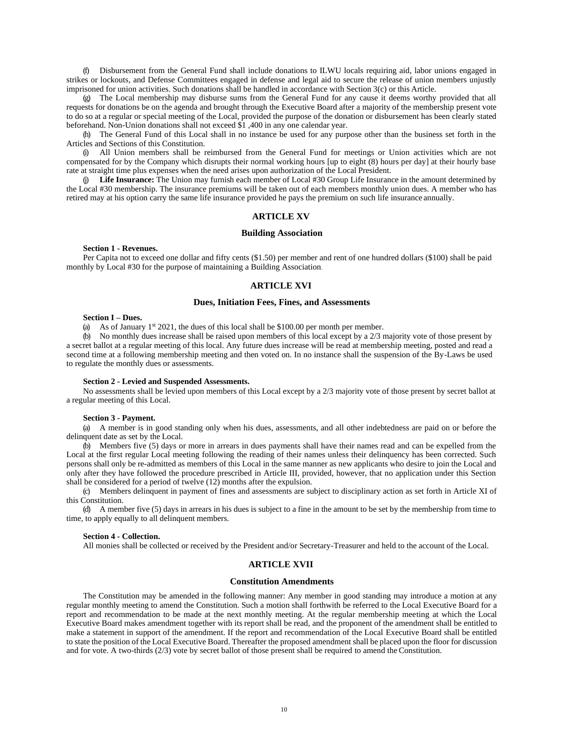(f) Disbursement from the General Fund shall include donations to ILWU locals requiring aid, labor unions engaged in strikes or lockouts, and Defense Committees engaged in defense and legal aid to secure the release of union members unjustly imprisoned for union activities. Such donations shall be handled in accordance with Section 3(c) or this Article.

(g) The Local membership may disburse sums from the General Fund for any cause it deems worthy provided that all requests for donations be on the agenda and brought through the Executive Board after a majority of the membership present vote to do so at a regular or special meeting of the Local, provided the purpose of the donation or disbursement has been clearly stated beforehand. Non-Union donations shall not exceed $1 ,400 in any one calendar year.

(h) The General Fund of this Local shall in no instance be used for any purpose other than the business set forth in the Articles and Sections of this Constitution.

(i) All Union members shall be reimbursed from the General Fund for meetings or Union activities which are not compensated for by the Company which disrupts their normal working hours [up to eight (8) hours per day] at their hourly base rate at straight time plus expenses when the need arises upon authorization of the Local President.

(j) **Life Insurance:** The Union may furnish each member of Local #30 Group Life Insurance in the amount determined by the Local #30 membership. The insurance premiums will be taken out of each members monthly union dues. A member who has retired may at his option carry the same life insurance provided he pays the premium on such life insurance annually.

## ARTICLE XV

### Building Association

**Section 1 - Revenues.**

Per Capita not to exceed one dollar and fifty cents ($1.50) per member and rent of one hundred dollars ($100) shall be paid monthly by Local #30 for the purpose of maintaining a Building Association.

## ARTICLE XVI

### Dues, Initiation Fees, Fines, and Assessments

**Section I – Dues.**

(a) As of January 1st 2021, the dues of this local shall be $100.00 per month per member.

(b) No monthly dues increase shall be raised upon members of this local except by a 2/3 majority vote of those present by a secret ballot at a regular meeting of this local. Any future dues increase will be read at membership meeting, posted and read a second time at a following membership meeting and then voted on. In no instance shall the suspension of the By-Laws be used to regulate the monthly dues or assessments.

**Section 2 - Levied and Suspended Assessments.**

No assessments shall be levied upon members of this Local except by a 2/3 majority vote of those present by secret ballot at a regular meeting of this Local.

**Section 3 - Payment.**

(a) A member is in good standing only when his dues, assessments, and all other indebtedness are paid on or before the delinquent date as set by the Local.

(b) Members five (5) days or more in arrears in dues payments shall have their names read and can be expelled from the Local at the first regular Local meeting following the reading of their names unless their delinquency has been corrected. Such persons shall only be re-admitted as members of this Local in the same manner as new applicants who desire to join the Local and only after they have followed the procedure prescribed in Article III, provided, however, that no application under this Section shall be considered for a period of twelve (12) months after the expulsion.

(c) Members delinquent in payment of fines and assessments are subject to disciplinary action as set forth in Article XI of this Constitution.

(d) A member five (5) days in arrears in his dues is subject to a fine in the amount to be set by the membership from time to time, to apply equally to all delinquent members.

**Section 4 - Collection.**

All monies shall be collected or received by the President and/or Secretary-Treasurer and held to the account of the Local.

## ARTICLE XVII

### Constitution Amendments

The Constitution may be amended in the following manner: Any member in good standing may introduce a motion at any regular monthly meeting to amend the Constitution. Such a motion shall forthwith be referred to the Local Executive Board for a report and recommendation to be made at the next monthly meeting. At the regular membership meeting at which the Local Executive Board makes amendment together with its report shall be read, and the proponent of the amendment shall be entitled to make a statement in support of the amendment. If the report and recommendation of the Local Executive Board shall be entitled to state the position of the Local Executive Board. Thereafter the proposed amendment shall be placed upon the floor for discussion and for vote. A two-thirds (2/3) vote by secret ballot of those present shall be required to amend the Constitution.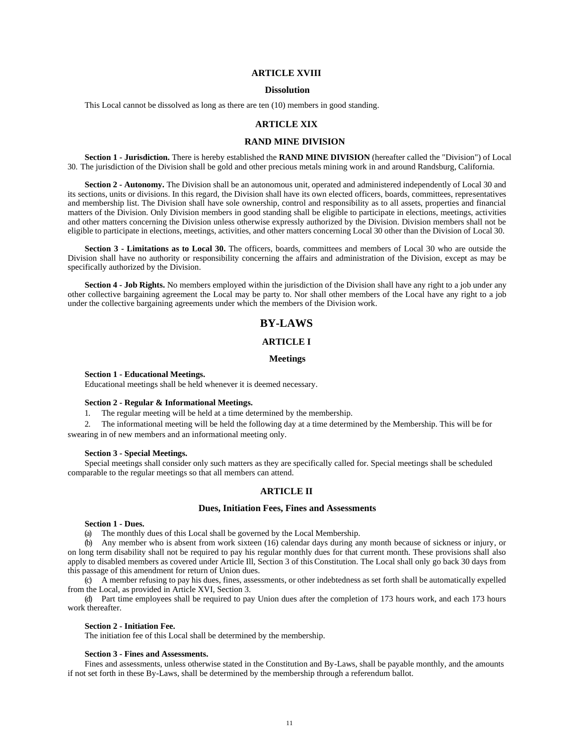## ARTICLE XVIII

### Dissolution

This Local cannot be dissolved as long as there are ten (10) members in good standing.

## ARTICLE XIX

### RAND MINE DIVISION

**Section 1 - Jurisdiction.** There is hereby established the **RAND MINE DIVISION** (hereafter called the "Division") of Local 30. The jurisdiction of the Division shall be gold and other precious metals mining work in and around Randsburg, California.

**Section 2 - Autonomy.** The Division shall be an autonomous unit, operated and administered independently of Local 30 and its sections, units or divisions. In this regard, the Division shall have its own elected officers, boards, committees, representatives and membership list. The Division shall have sole ownership, control and responsibility as to all assets, properties and financial matters of the Division. Only Division members in good standing shall be eligible to participate in elections, meetings, activities and other matters concerning the Division unless otherwise expressly authorized by the Division. Division members shall not be eligible to participate in elections, meetings, activities, and other matters concerning Local 30 other than the Division of Local 30.

**Section 3 - Limitations as to Local 30.** The officers, boards, committees and members of Local 30 who are outside the Division shall have no authority or responsibility concerning the affairs and administration of the Division, except as may be specifically authorized by the Division.

**Section 4 - Job Rights.** No members employed within the jurisdiction of the Division shall have any right to a job under any other collective bargaining agreement the Local may be party to. Nor shall other members of the Local have any right to a job under the collective bargaining agreements under which the members of the Division work.

# BY-LAWS

## ARTICLE I

### Meetings

**Section 1 - Educational Meetings.**
Educational meetings shall be held whenever it is deemed necessary.

**Section 2 - Regular & Informational Meetings.**

1. The regular meeting will be held at a time determined by the membership.
2. The informational meeting will be held the following day at a time determined by the Membership. This will be for swearing in of new members and an informational meeting only.

**Section 3 - Special Meetings.**
Special meetings shall consider only such matters as they are specifically called for. Special meetings shall be scheduled comparable to the regular meetings so that all members can attend.

## ARTICLE II

### Dues, Initiation Fees, Fines and Assessments

**Section 1 - Dues.**

(a) The monthly dues of this Local shall be governed by the Local Membership.

(b) Any member who is absent from work sixteen (16) calendar days during any month because of sickness or injury, or on long term disability shall not be required to pay his regular monthly dues for that current month. These provisions shall also apply to disabled members as covered under Article Ill, Section 3 of this Constitution. The Local shall only go back 30 days from this passage of this amendment for return of Union dues.

(c) A member refusing to pay his dues, fines, assessments, or other indebtedness as set forth shall be automatically expelled from the Local, as provided in Article XVI, Section 3.

(d) Part time employees shall be required to pay Union dues after the completion of 173 hours work, and each 173 hours work thereafter.

**Section 2 - Initiation Fee.**
The initiation fee of this Local shall be determined by the membership.

**Section 3 - Fines and Assessments.**
Fines and assessments, unless otherwise stated in the Constitution and By-Laws, shall be payable monthly, and the amounts if not set forth in these By-Laws, shall be determined by the membership through a referendum ballot.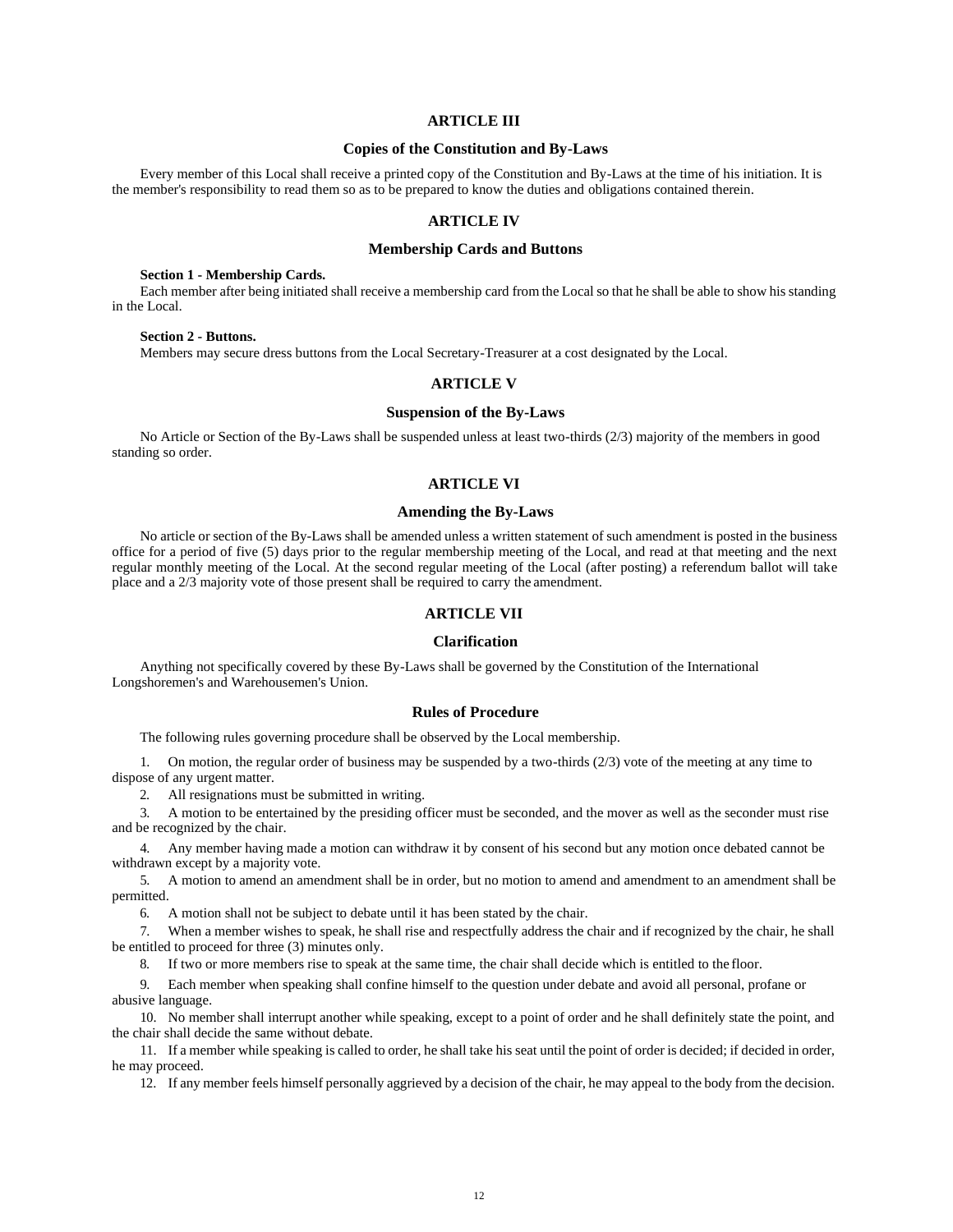## ARTICLE III

### Copies of the Constitution and By-Laws

Every member of this Local shall receive a printed copy of the Constitution and By-Laws at the time of his initiation. It is the member's responsibility to read them so as to be prepared to know the duties and obligations contained therein.

## ARTICLE IV

### Membership Cards and Buttons

**Section 1 - Membership Cards.**

Each member after being initiated shall receive a membership card from the Local so that he shall be able to show his standing in the Local.

**Section 2 - Buttons.**

Members may secure dress buttons from the Local Secretary-Treasurer at a cost designated by the Local.

## ARTICLE V

### Suspension of the By-Laws

No Article or Section of the By-Laws shall be suspended unless at least two-thirds (2/3) majority of the members in good standing so order.

## ARTICLE VI

### Amending the By-Laws

No article or section of the By-Laws shall be amended unless a written statement of such amendment is posted in the business office for a period of five (5) days prior to the regular membership meeting of the Local, and read at that meeting and the next regular monthly meeting of the Local. At the second regular meeting of the Local (after posting) a referendum ballot will take place and a 2/3 majority vote of those present shall be required to carry the amendment.

## ARTICLE VII

### Clarification

Anything not specifically covered by these By-Laws shall be governed by the Constitution of the International Longshoremen's and Warehousemen's Union.

### Rules of Procedure

The following rules governing procedure shall be observed by the Local membership.

1. On motion, the regular order of business may be suspended by a two-thirds (2/3) vote of the meeting at any time to dispose of any urgent matter.
2. All resignations must be submitted in writing.
3. A motion to be entertained by the presiding officer must be seconded, and the mover as well as the seconder must rise and be recognized by the chair.
4. Any member having made a motion can withdraw it by consent of his second but any motion once debated cannot be withdrawn except by a majority vote.
5. A motion to amend an amendment shall be in order, but no motion to amend and amendment to an amendment shall be permitted.
6. A motion shall not be subject to debate until it has been stated by the chair.
7. When a member wishes to speak, he shall rise and respectfully address the chair and if recognized by the chair, he shall be entitled to proceed for three (3) minutes only.
8. If two or more members rise to speak at the same time, the chair shall decide which is entitled to the floor.
9. Each member when speaking shall confine himself to the question under debate and avoid all personal, profane or abusive language.
10. No member shall interrupt another while speaking, except to a point of order and he shall definitely state the point, and the chair shall decide the same without debate.
11. If a member while speaking is called to order, he shall take his seat until the point of order is decided; if decided in order, he may proceed.
12. If any member feels himself personally aggrieved by a decision of the chair, he may appeal to the body from the decision.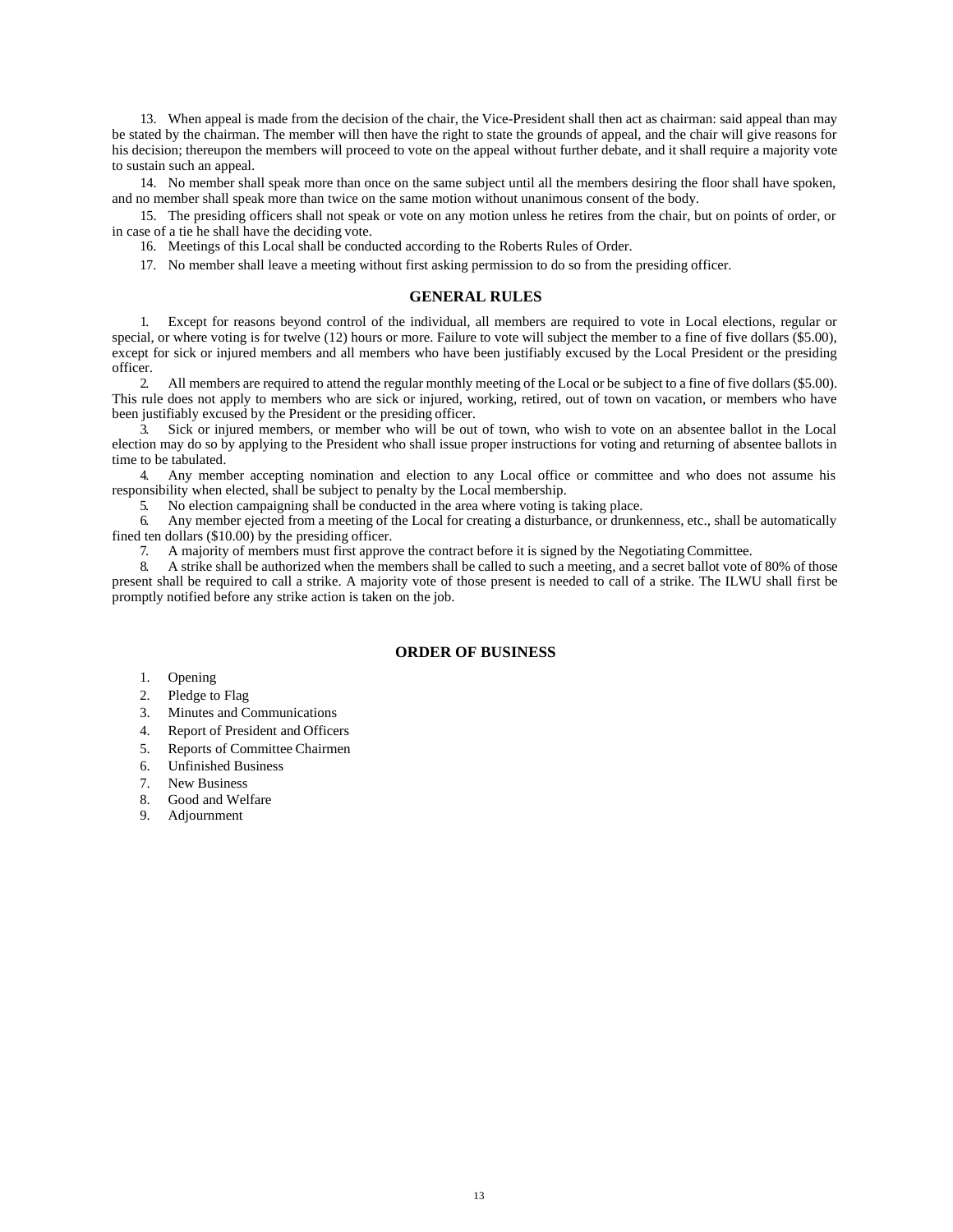13. When appeal is made from the decision of the chair, the Vice-President shall then act as chairman: said appeal than may be stated by the chairman. The member will then have the right to state the grounds of appeal, and the chair will give reasons for his decision; thereupon the members will proceed to vote on the appeal without further debate, and it shall require a majority vote to sustain such an appeal.

14. No member shall speak more than once on the same subject until all the members desiring the floor shall have spoken, and no member shall speak more than twice on the same motion without unanimous consent of the body.

15. The presiding officers shall not speak or vote on any motion unless he retires from the chair, but on points of order, or in case of a tie he shall have the deciding vote.

16. Meetings of this Local shall be conducted according to the Roberts Rules of Order.

17. No member shall leave a meeting without first asking permission to do so from the presiding officer.

## GENERAL RULES

1. Except for reasons beyond control of the individual, all members are required to vote in Local elections, regular or special, or where voting is for twelve (12) hours or more. Failure to vote will subject the member to a fine of five dollars ($5.00), except for sick or injured members and all members who have been justifiably excused by the Local President or the presiding officer.
2. All members are required to attend the regular monthly meeting of the Local or be subject to a fine of five dollars ($5.00). This rule does not apply to members who are sick or injured, working, retired, out of town on vacation, or members who have been justifiably excused by the President or the presiding officer.
3. Sick or injured members, or member who will be out of town, who wish to vote on an absentee ballot in the Local election may do so by applying to the President who shall issue proper instructions for voting and returning of absentee ballots in time to be tabulated.
4. Any member accepting nomination and election to any Local office or committee and who does not assume his responsibility when elected, shall be subject to penalty by the Local membership.
5. No election campaigning shall be conducted in the area where voting is taking place.
6. Any member ejected from a meeting of the Local for creating a disturbance, or drunkenness, etc., shall be automatically fined ten dollars ($10.00) by the presiding officer.
7. A majority of members must first approve the contract before it is signed by the Negotiating Committee.
8. A strike shall be authorized when the members shall be called to such a meeting, and a secret ballot vote of 80% of those present shall be required to call a strike. A majority vote of those present is needed to call of a strike. The ILWU shall first be promptly notified before any strike action is taken on the job.

## ORDER OF BUSINESS

1. Opening
2. Pledge to Flag
3. Minutes and Communications
4. Report of President and Officers
5. Reports of Committee Chairmen
6. Unfinished Business
7. New Business
8. Good and Welfare
9. Adjournment